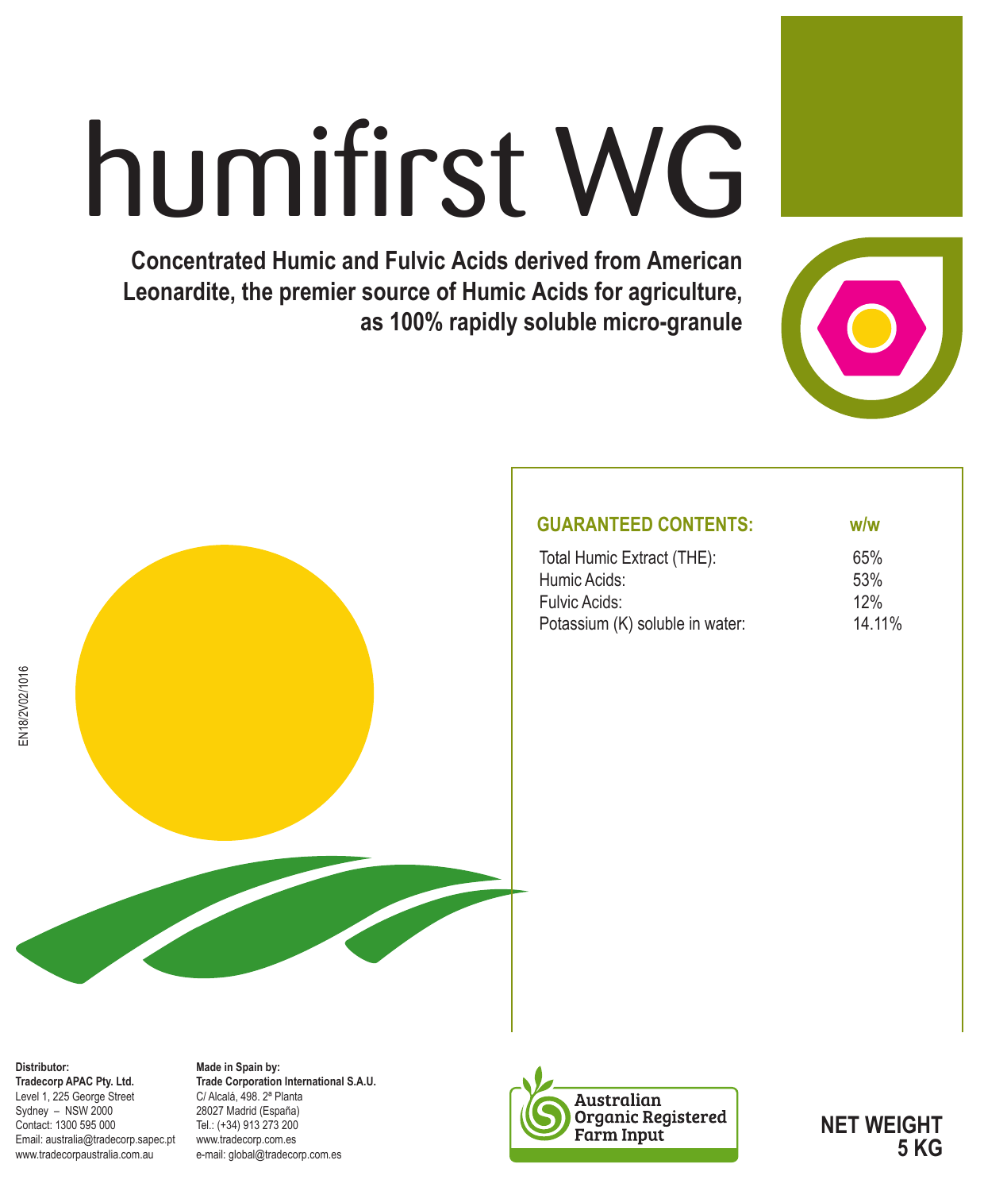# humifirst WG

**Concentrated Humic and Fulvic Acids derived from American Leonardite, the premier source of Humic Acids for agriculture, as 100% rapidly soluble micro-granule**

| GUARANTEED CONTENTS: | w/w |
|---|---|
| Total Humic Extract (THE): | 65% |
| Humic Acids: | 53% |
| Fulvic Acids: | 12% |
| Potassium (K) soluble in water: | 14.11% |

EN18/2V02/1016

**Distributor:**
**Tradecorp APAC Pty. Ltd.**
Level 1, 225 George Street
Sydney – NSW 2000
Contact: 1300 595 000
Email: australia@tradecorp.sapec.pt
www.tradecorpaustralia.com.au

**Made in Spain by:**
**Trade Corporation International S.A.U.**
C/ Alcalá, 498. 2ª Planta
28027 Madrid (España)
Tel.: (+34) 913 273 200
www.tradecorp.com.es
e-mail: global@tradecorp.com.es

Australian Organic Registered Farm Input

**NET WEIGHT 5 KG**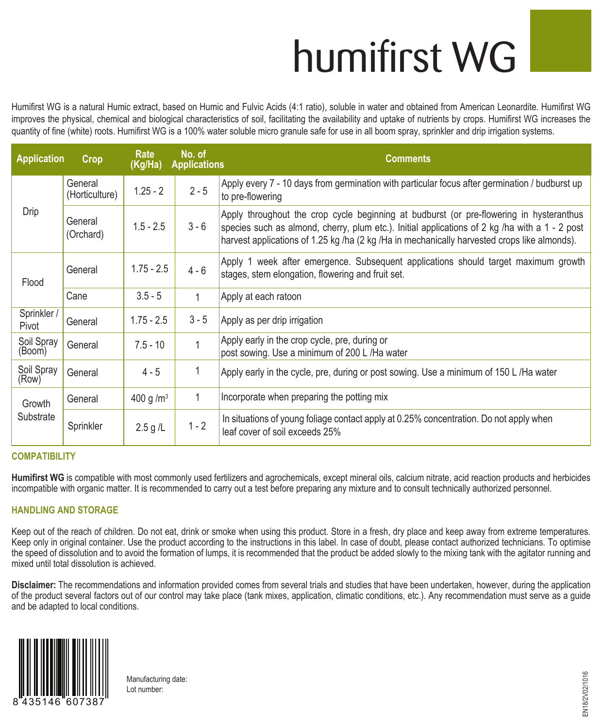# humifirst WG

Humifirst WG is a natural Humic extract, based on Humic and Fulvic Acids (4:1 ratio), soluble in water and obtained from American Leonardite. Humifirst WG improves the physical, chemical and biological characteristics of soil, facilitating the availability and uptake of nutrients by crops. Humifirst WG increases the quantity of fine (white) roots. Humifirst WG is a 100% water soluble micro granule safe for use in all boom spray, sprinkler and drip irrigation systems.

| Application | Crop | Rate (Kg/Ha) | No. of Applications | Comments |
|---|---|---|---|---|
| Drip | General (Horticulture) | 1.25 - 2 | 2 - 5 | Apply every 7 - 10 days from germination with particular focus after germination / budburst up to pre-flowering |
| | General (Orchard) | 1.5 - 2.5 | 3 - 6 | Apply throughout the crop cycle beginning at budburst (or pre-flowering in hysteranthus species such as almond, cherry, plum etc.). Initial applications of 2 kg /ha with a 1 - 2 post harvest applications of 1.25 kg /ha (2 kg /Ha in mechanically harvested crops like almonds). |
| Flood | General | 1.75 - 2.5 | 4 - 6 | Apply 1 week after emergence. Subsequent applications should target maximum growth stages, stem elongation, flowering and fruit set. |
| | Cane | 3.5 - 5 | 1 | Apply at each ratoon |
| Sprinkler / Pivot | General | 1.75 - 2.5 | 3 - 5 | Apply as per drip irrigation |
| Soil Spray (Boom) | General | 7.5 - 10 | 1 | Apply early in the crop cycle, pre, during or post sowing. Use a minimum of 200 L /Ha water |
| Soil Spray (Row) | General | 4 - 5 | 1 | Apply early in the cycle, pre, during or post sowing. Use a minimum of 150 L /Ha water |
| Growth Substrate | General | 400 g /$m^3$ | 1 | Incorporate when preparing the potting mix |
| | Sprinkler | 2.5 g /L | 1 - 2 | In situations of young foliage contact apply at 0.25% concentration. Do not apply when leaf cover of soil exceeds 25% |

## COMPATIBILITY

**Humifirst WG** is compatible with most commonly used fertilizers and agrochemicals, except mineral oils, calcium nitrate, acid reaction products and herbicides incompatible with organic matter. It is recommended to carry out a test before preparing any mixture and to consult technically authorized personnel.

## HANDLING AND STORAGE

Keep out of the reach of children. Do not eat, drink or smoke when using this product. Store in a fresh, dry place and keep away from extreme temperatures. Keep only in original container. Use the product according to the instructions in this label. In case of doubt, please contact authorized technicians. To optimise the speed of dissolution and to avoid the formation of lumps, it is recommended that the product be added slowly to the mixing tank with the agitator running and mixed until total dissolution is achieved.

**Disclaimer:** The recommendations and information provided comes from several trials and studies that have been undertaken, however, during the application of the product several factors out of our control may take place (tank mixes, application, climatic conditions, etc.). Any recommendation must serve as a guide and be adapted to local conditions.

8 435146 607387

Manufacturing date:
Lot number:

EN18/2V02/1016